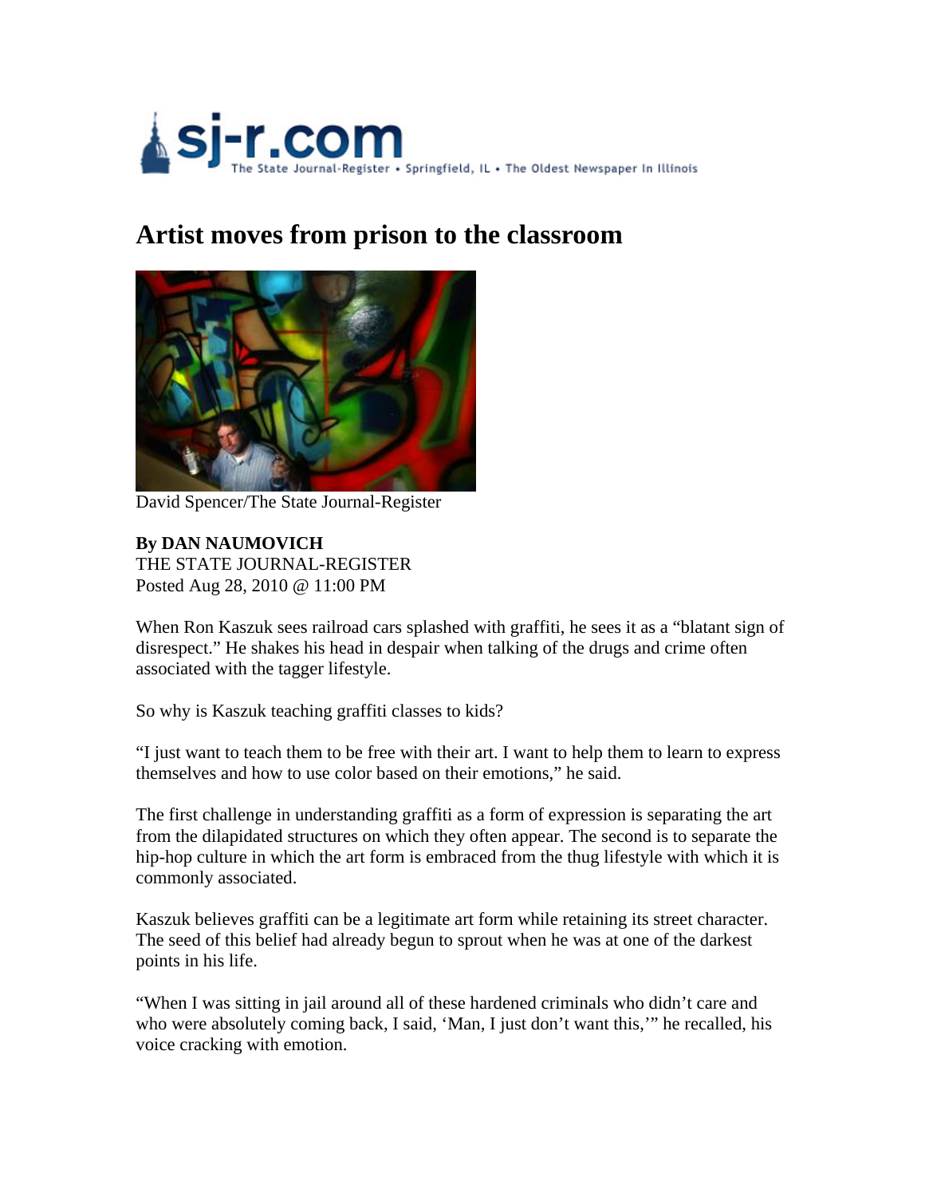sj-r.com The State Journal-Register • Springfield, IL • The Oldest Newspaper In Illinois

# Artist moves from prison to the classroom

David Spencer/The State Journal-Register

**By DAN NAUMOVICH**
THE STATE JOURNAL-REGISTER
Posted Aug 28, 2010 @ 11:00 PM

When Ron Kaszuk sees railroad cars splashed with graffiti, he sees it as a "blatant sign of disrespect." He shakes his head in despair when talking of the drugs and crime often associated with the tagger lifestyle.

So why is Kaszuk teaching graffiti classes to kids?

"I just want to teach them to be free with their art. I want to help them to learn to express themselves and how to use color based on their emotions," he said.

The first challenge in understanding graffiti as a form of expression is separating the art from the dilapidated structures on which they often appear. The second is to separate the hip-hop culture in which the art form is embraced from the thug lifestyle with which it is commonly associated.

Kaszuk believes graffiti can be a legitimate art form while retaining its street character. The seed of this belief had already begun to sprout when he was at one of the darkest points in his life.

"When I was sitting in jail around all of these hardened criminals who didn't care and who were absolutely coming back, I said, 'Man, I just don't want this,'" he recalled, his voice cracking with emotion.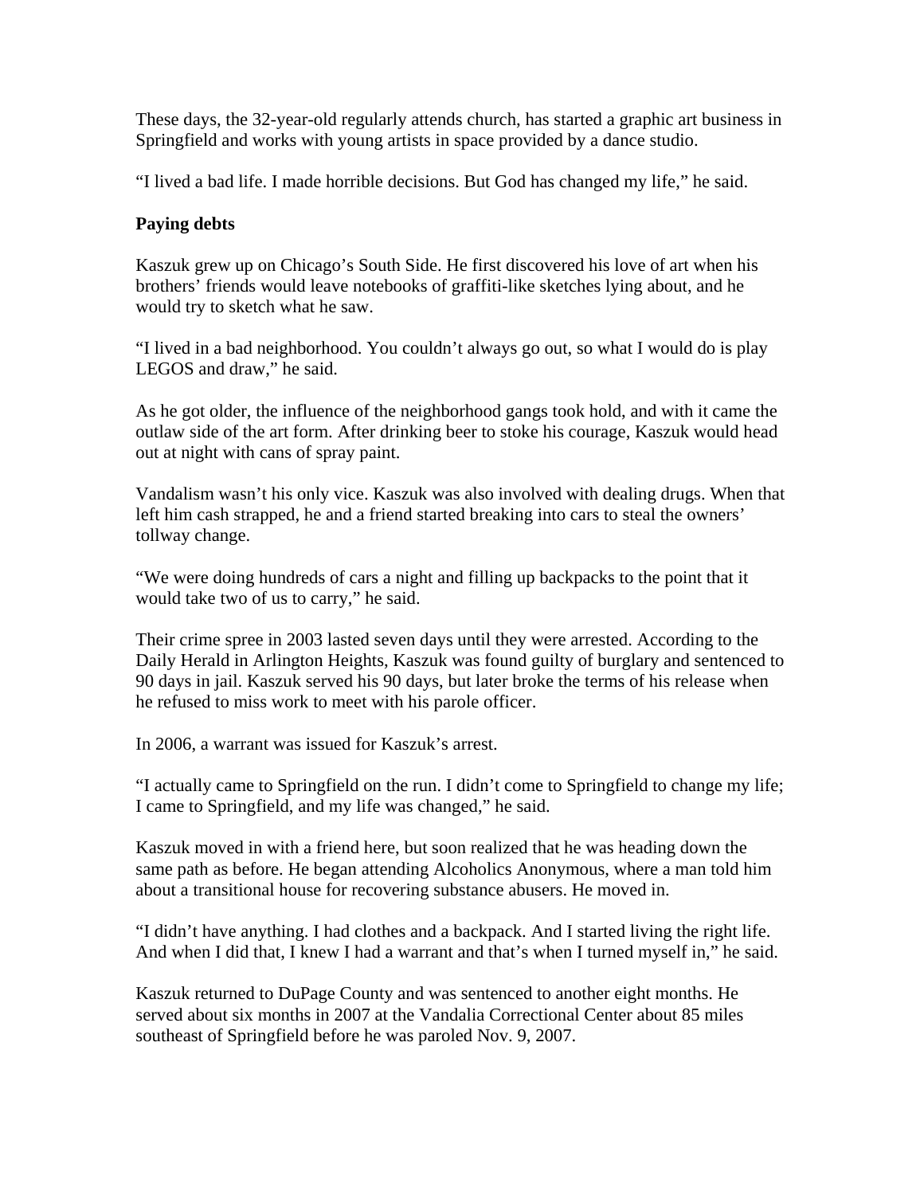These days, the 32-year-old regularly attends church, has started a graphic art business in Springfield and works with young artists in space provided by a dance studio.

"I lived a bad life. I made horrible decisions. But God has changed my life," he said.

**Paying debts**

Kaszuk grew up on Chicago's South Side. He first discovered his love of art when his brothers' friends would leave notebooks of graffiti-like sketches lying about, and he would try to sketch what he saw.

"I lived in a bad neighborhood. You couldn't always go out, so what I would do is play LEGOS and draw," he said.

As he got older, the influence of the neighborhood gangs took hold, and with it came the outlaw side of the art form. After drinking beer to stoke his courage, Kaszuk would head out at night with cans of spray paint.

Vandalism wasn't his only vice. Kaszuk was also involved with dealing drugs. When that left him cash strapped, he and a friend started breaking into cars to steal the owners' tollway change.

"We were doing hundreds of cars a night and filling up backpacks to the point that it would take two of us to carry," he said.

Their crime spree in 2003 lasted seven days until they were arrested. According to the Daily Herald in Arlington Heights, Kaszuk was found guilty of burglary and sentenced to 90 days in jail. Kaszuk served his 90 days, but later broke the terms of his release when he refused to miss work to meet with his parole officer.

In 2006, a warrant was issued for Kaszuk's arrest.

"I actually came to Springfield on the run. I didn't come to Springfield to change my life; I came to Springfield, and my life was changed," he said.

Kaszuk moved in with a friend here, but soon realized that he was heading down the same path as before. He began attending Alcoholics Anonymous, where a man told him about a transitional house for recovering substance abusers. He moved in.

"I didn't have anything. I had clothes and a backpack. And I started living the right life. And when I did that, I knew I had a warrant and that's when I turned myself in," he said.

Kaszuk returned to DuPage County and was sentenced to another eight months. He served about six months in 2007 at the Vandalia Correctional Center about 85 miles southeast of Springfield before he was paroled Nov. 9, 2007.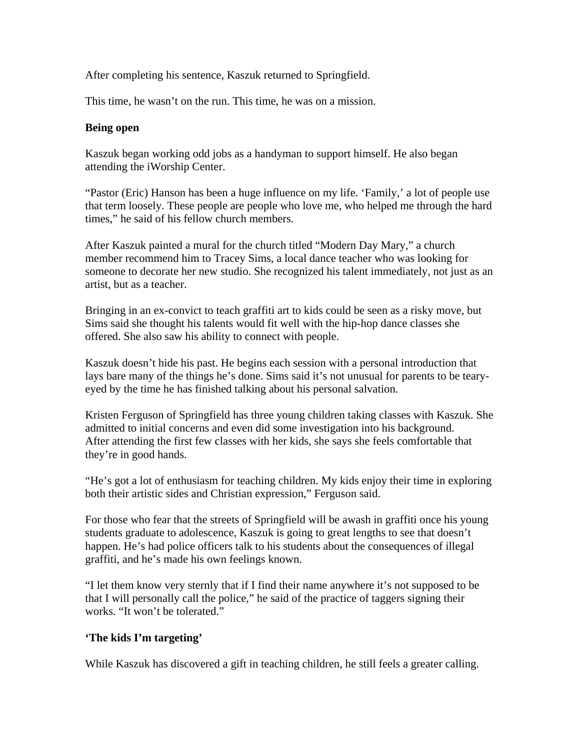After completing his sentence, Kaszuk returned to Springfield.

This time, he wasn't on the run. This time, he was on a mission.

**Being open**

Kaszuk began working odd jobs as a handyman to support himself. He also began attending the iWorship Center.

"Pastor (Eric) Hanson has been a huge influence on my life. 'Family,' a lot of people use that term loosely. These people are people who love me, who helped me through the hard times," he said of his fellow church members.

After Kaszuk painted a mural for the church titled "Modern Day Mary," a church member recommend him to Tracey Sims, a local dance teacher who was looking for someone to decorate her new studio. She recognized his talent immediately, not just as an artist, but as a teacher.

Bringing in an ex-convict to teach graffiti art to kids could be seen as a risky move, but Sims said she thought his talents would fit well with the hip-hop dance classes she offered. She also saw his ability to connect with people.

Kaszuk doesn't hide his past. He begins each session with a personal introduction that lays bare many of the things he's done. Sims said it's not unusual for parents to be teary-eyed by the time he has finished talking about his personal salvation.

Kristen Ferguson of Springfield has three young children taking classes with Kaszuk. She admitted to initial concerns and even did some investigation into his background. After attending the first few classes with her kids, she says she feels comfortable that they're in good hands.

"He's got a lot of enthusiasm for teaching children. My kids enjoy their time in exploring both their artistic sides and Christian expression," Ferguson said.

For those who fear that the streets of Springfield will be awash in graffiti once his young students graduate to adolescence, Kaszuk is going to great lengths to see that doesn't happen. He's had police officers talk to his students about the consequences of illegal graffiti, and he's made his own feelings known.

"I let them know very sternly that if I find their name anywhere it's not supposed to be that I will personally call the police," he said of the practice of taggers signing their works. "It won't be tolerated."

**'The kids I'm targeting'**

While Kaszuk has discovered a gift in teaching children, he still feels a greater calling.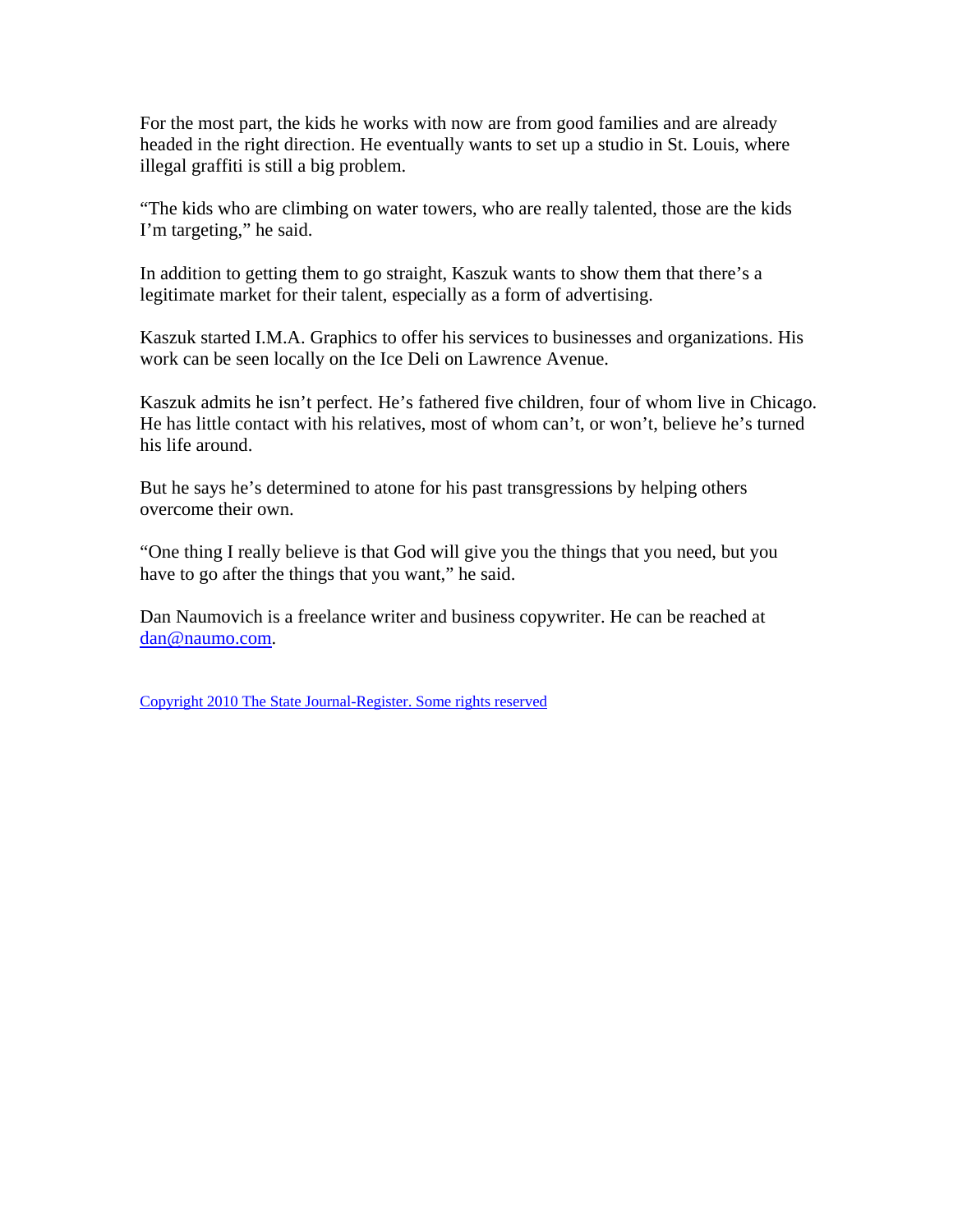For the most part, the kids he works with now are from good families and are already headed in the right direction. He eventually wants to set up a studio in St. Louis, where illegal graffiti is still a big problem.

"The kids who are climbing on water towers, who are really talented, those are the kids I'm targeting," he said.

In addition to getting them to go straight, Kaszuk wants to show them that there's a legitimate market for their talent, especially as a form of advertising.

Kaszuk started I.M.A. Graphics to offer his services to businesses and organizations. His work can be seen locally on the Ice Deli on Lawrence Avenue.

Kaszuk admits he isn't perfect. He's fathered five children, four of whom live in Chicago. He has little contact with his relatives, most of whom can't, or won't, believe he's turned his life around.

But he says he's determined to atone for his past transgressions by helping others overcome their own.

"One thing I really believe is that God will give you the things that you need, but you have to go after the things that you want," he said.

Dan Naumovich is a freelance writer and business copywriter. He can be reached at dan@naumo.com.

Copyright 2010 The State Journal-Register. Some rights reserved